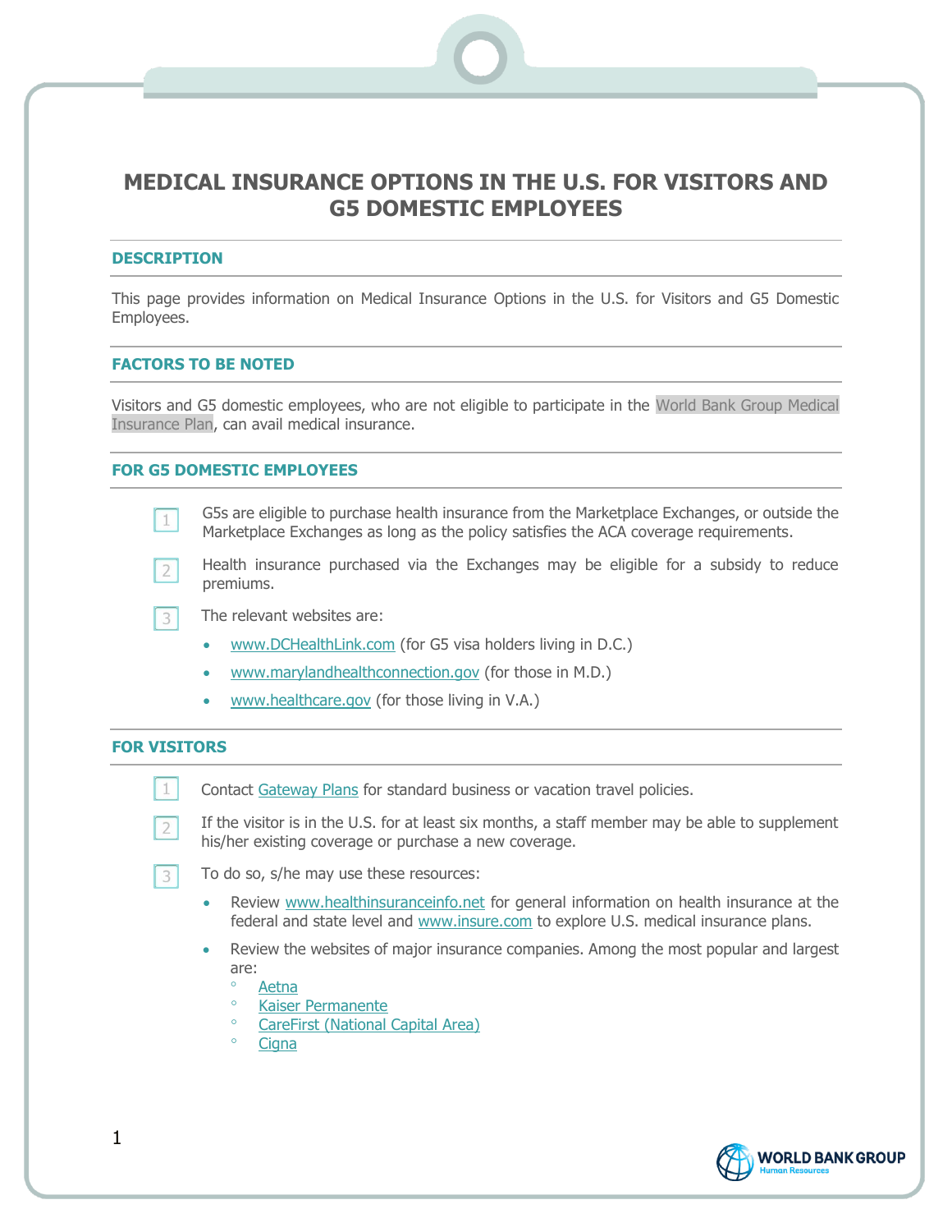# MEDICAL INSURANCE OPTIONS IN THE U.S. FOR VISITORS AND G5 DOMESTIC EMPLOYEES

## DESCRIPTION

This page provides information on Medical Insurance Options in the U.S. for Visitors and G5 Domestic Employees.

## FACTORS TO BE NOTED

Visitors and G5 domestic employees, who are not eligible to participate in the World Bank Group Medical Insurance Plan, can avail medical insurance.

## FOR G5 DOMESTIC EMPLOYEES

1. G5s are eligible to purchase health insurance from the Marketplace Exchanges, or outside the Marketplace Exchanges as long as the policy satisfies the ACA coverage requirements.
2. Health insurance purchased via the Exchanges may be eligible for a subsidy to reduce premiums.
3. The relevant websites are:
   - www.DCHealthLink.com (for G5 visa holders living in D.C.)
   - www.marylandhealthconnection.gov (for those in M.D.)
   - www.healthcare.gov (for those living in V.A.)

## FOR VISITORS

1. Contact Gateway Plans for standard business or vacation travel policies.
2. If the visitor is in the U.S. for at least six months, a staff member may be able to supplement his/her existing coverage or purchase a new coverage.
3. To do so, s/he may use these resources:
   - Review www.healthinsuranceinfo.net for general information on health insurance at the federal and state level and www.insure.com to explore U.S. medical insurance plans.
   - Review the websites of major insurance companies. Among the most popular and largest are:
     - Aetna
     - Kaiser Permanente
     - CareFirst (National Capital Area)
     - Cigna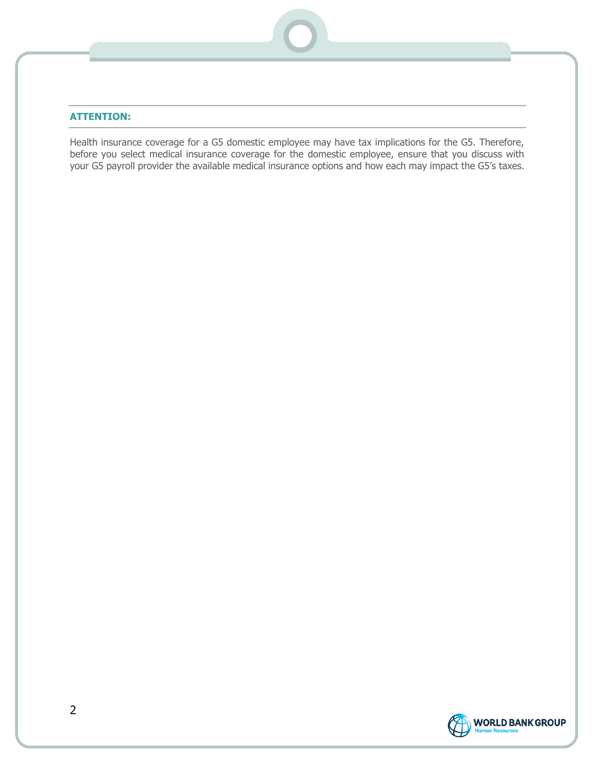**ATTENTION:**

Health insurance coverage for a G5 domestic employee may have tax implications for the G5. Therefore, before you select medical insurance coverage for the domestic employee, ensure that you discuss with your G5 payroll provider the available medical insurance options and how each may impact the G5's taxes.